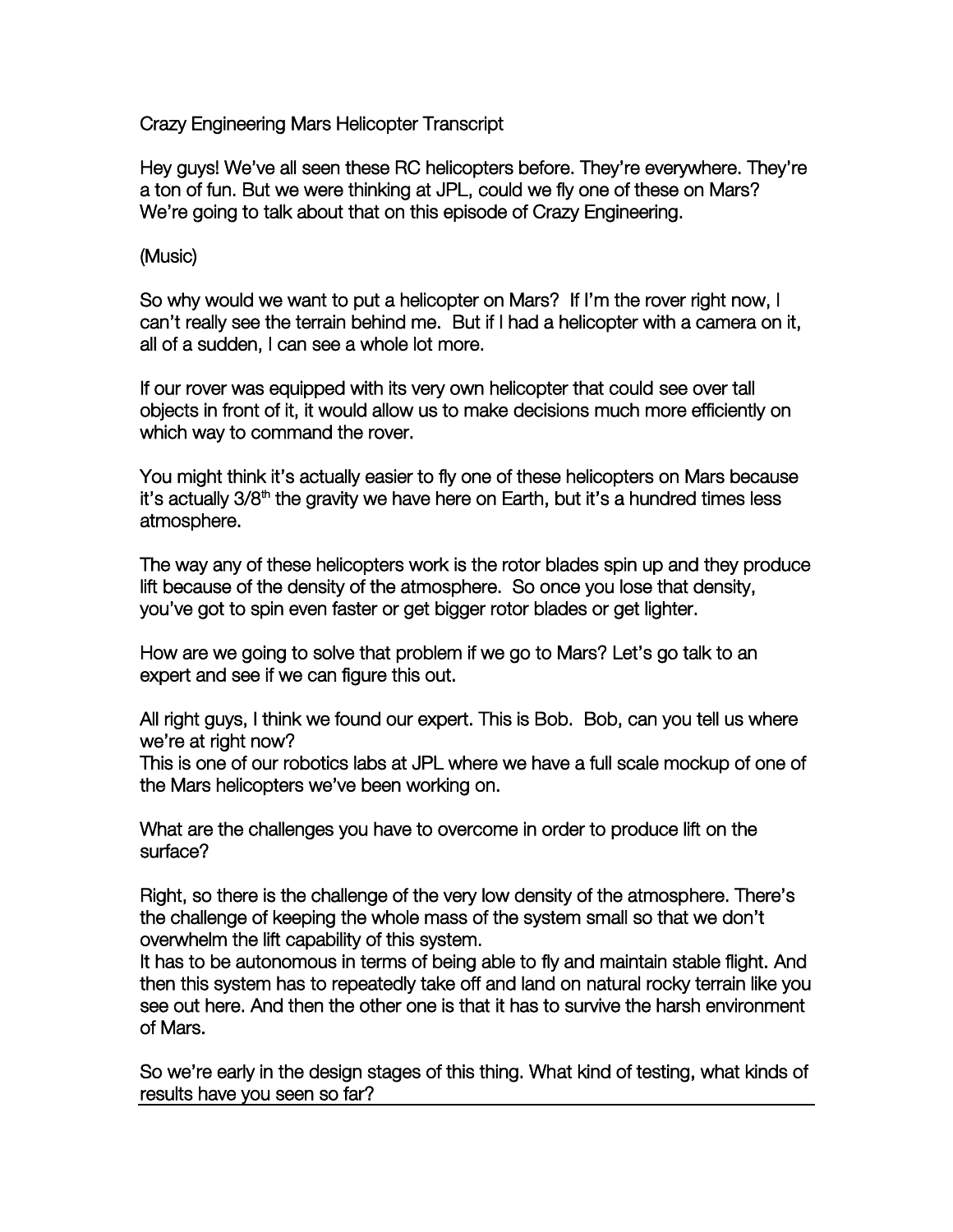Crazy Engineering Mars Helicopter Transcript

Hey guys! We've all seen these RC helicopters before. They're everywhere. They're a ton of fun. But we were thinking at JPL, could we fly one of these on Mars? We're going to talk about that on this episode of Crazy Engineering.

(Music)

So why would we want to put a helicopter on Mars? If I'm the rover right now, I can't really see the terrain behind me. But if I had a helicopter with a camera on it, all of a sudden, I can see a whole lot more.

If our rover was equipped with its very own helicopter that could see over tall objects in front of it, it would allow us to make decisions much more efficiently on which way to command the rover.

You might think it's actually easier to fly one of these helicopters on Mars because it's actually 3/8th the gravity we have here on Earth, but it's a hundred times less atmosphere.

The way any of these helicopters work is the rotor blades spin up and they produce lift because of the density of the atmosphere. So once you lose that density, you've got to spin even faster or get bigger rotor blades or get lighter.

How are we going to solve that problem if we go to Mars? Let's go talk to an expert and see if we can figure this out.

All right guys, I think we found our expert. This is Bob. Bob, can you tell us where we're at right now?
This is one of our robotics labs at JPL where we have a full scale mockup of one of the Mars helicopters we've been working on.

What are the challenges you have to overcome in order to produce lift on the surface?

Right, so there is the challenge of the very low density of the atmosphere. There's the challenge of keeping the whole mass of the system small so that we don't overwhelm the lift capability of this system.
It has to be autonomous in terms of being able to fly and maintain stable flight. And then this system has to repeatedly take off and land on natural rocky terrain like you see out here. And then the other one is that it has to survive the harsh environment of Mars.

So we're early in the design stages of this thing. What kind of testing, what kinds of results have you seen so far?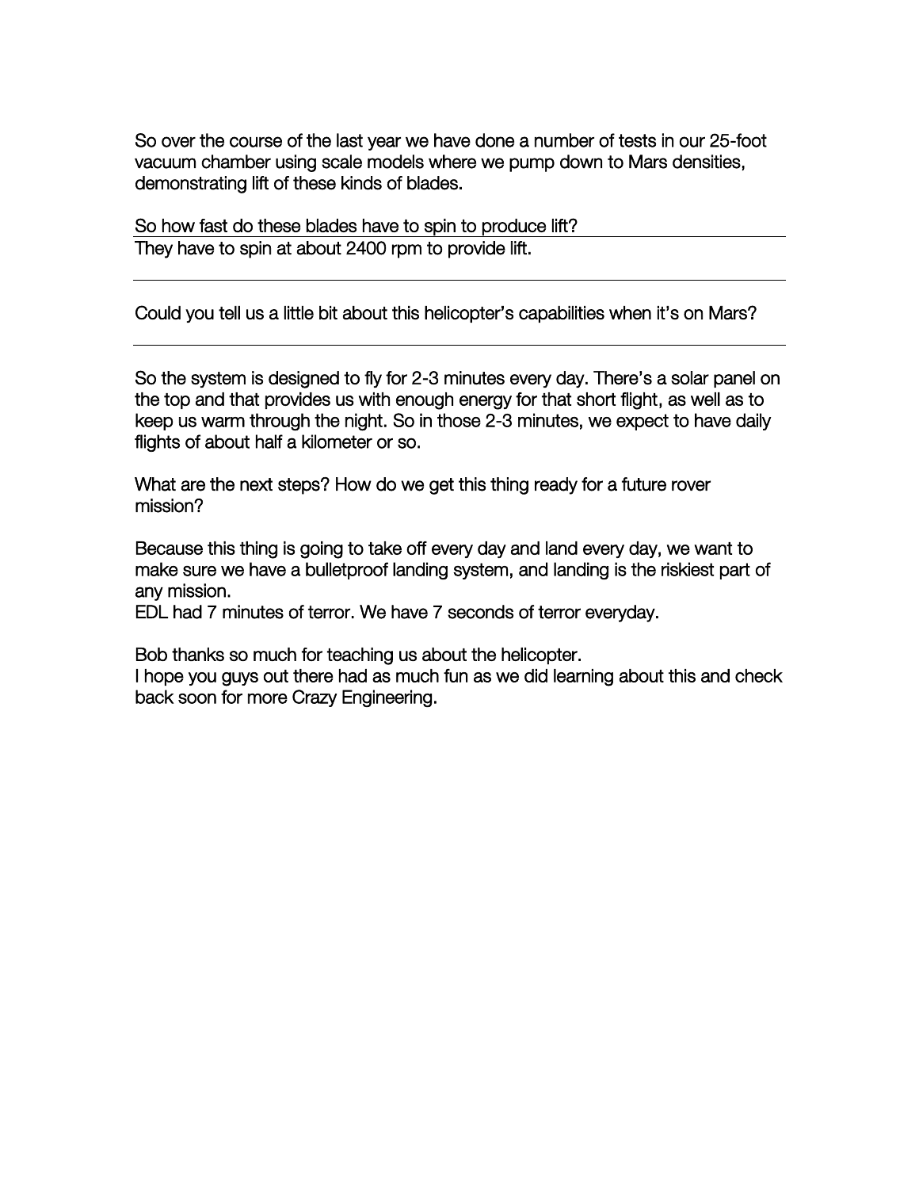So over the course of the last year we have done a number of tests in our 25-foot vacuum chamber using scale models where we pump down to Mars densities, demonstrating lift of these kinds of blades.

So how fast do these blades have to spin to produce lift?

They have to spin at about 2400 rpm to provide lift.

Could you tell us a little bit about this helicopter's capabilities when it's on Mars?

So the system is designed to fly for 2-3 minutes every day. There's a solar panel on the top and that provides us with enough energy for that short flight, as well as to keep us warm through the night. So in those 2-3 minutes, we expect to have daily flights of about half a kilometer or so.

What are the next steps? How do we get this thing ready for a future rover mission?

Because this thing is going to take off every day and land every day, we want to make sure we have a bulletproof landing system, and landing is the riskiest part of any mission.

EDL had 7 minutes of terror. We have 7 seconds of terror everyday.

Bob thanks so much for teaching us about the helicopter.

I hope you guys out there had as much fun as we did learning about this and check back soon for more Crazy Engineering.